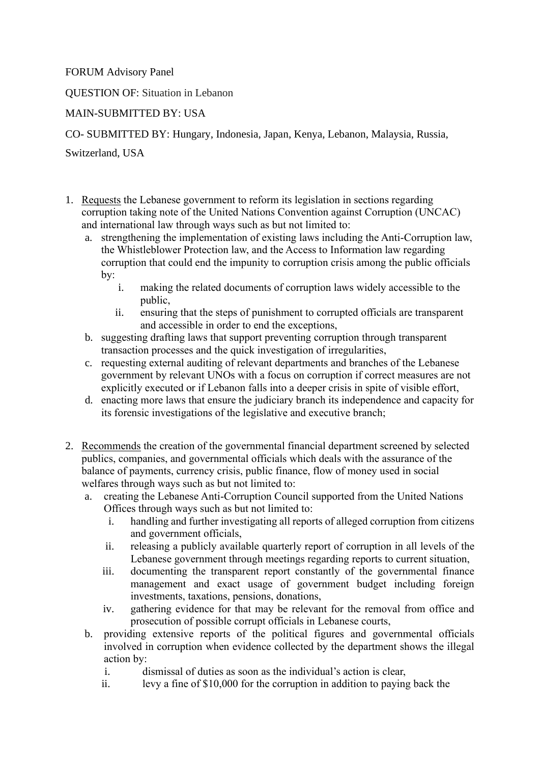FORUM Advisory Panel

QUESTION OF: Situation in Lebanon

MAIN-SUBMITTED BY: USA

CO- SUBMITTED BY: Hungary, Indonesia, Japan, Kenya, Lebanon, Malaysia, Russia, Switzerland, USA

1. <u>Requests</u> the Lebanese government to reform its legislation in sections regarding corruption taking note of the United Nations Convention against Corruption (UNCAC) and international law through ways such as but not limited to:
   a. strengthening the implementation of existing laws including the Anti-Corruption law, the Whistleblower Protection law, and the Access to Information law regarding corruption that could end the impunity to corruption crisis among the public officials by:
      i. making the related documents of corruption laws widely accessible to the public,
      ii. ensuring that the steps of punishment to corrupted officials are transparent and accessible in order to end the exceptions,
   b. suggesting drafting laws that support preventing corruption through transparent transaction processes and the quick investigation of irregularities,
   c. requesting external auditing of relevant departments and branches of the Lebanese government by relevant UNOs with a focus on corruption if correct measures are not explicitly executed or if Lebanon falls into a deeper crisis in spite of visible effort,
   d. enacting more laws that ensure the judiciary branch its independence and capacity for its forensic investigations of the legislative and executive branch;

2. <u>Recommends</u> the creation of the governmental financial department screened by selected publics, companies, and governmental officials which deals with the assurance of the balance of payments, currency crisis, public finance, flow of money used in social welfares through ways such as but not limited to:
   a. creating the Lebanese Anti-Corruption Council supported from the United Nations Offices through ways such as but not limited to:
      i. handling and further investigating all reports of alleged corruption from citizens and government officials,
      ii. releasing a publicly available quarterly report of corruption in all levels of the Lebanese government through meetings regarding reports to current situation,
      iii. documenting the transparent report constantly of the governmental finance management and exact usage of government budget including foreign investments, taxations, pensions, donations,
      iv. gathering evidence for that may be relevant for the removal from office and prosecution of possible corrupt officials in Lebanese courts,
   b. providing extensive reports of the political figures and governmental officials involved in corruption when evidence collected by the department shows the illegal action by:
      i. dismissal of duties as soon as the individual's action is clear,
      ii. levy a fine of $10,000 for the corruption in addition to paying back the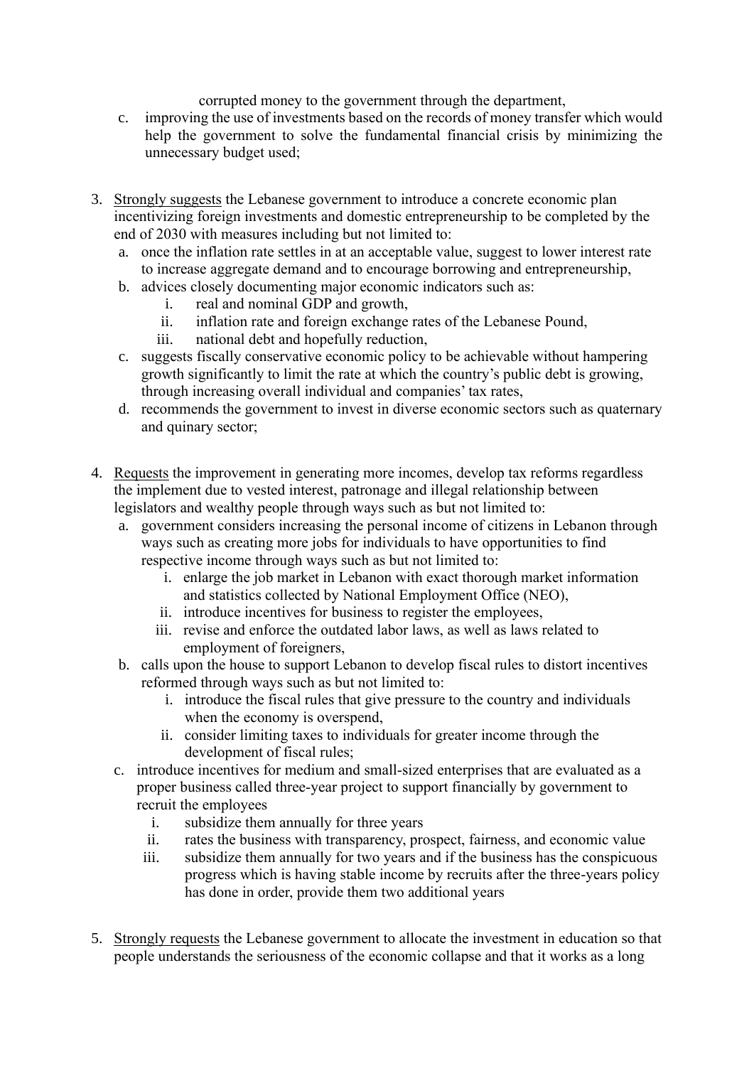corrupted money to the government through the department,

c. improving the use of investments based on the records of money transfer which would help the government to solve the fundamental financial crisis by minimizing the unnecessary budget used;

3. <u>Strongly suggests</u> the Lebanese government to introduce a concrete economic plan incentivizing foreign investments and domestic entrepreneurship to be completed by the end of 2030 with measures including but not limited to:
   a. once the inflation rate settles in at an acceptable value, suggest to lower interest rate to increase aggregate demand and to encourage borrowing and entrepreneurship,
   b. advices closely documenting major economic indicators such as:
      i. real and nominal GDP and growth,
      ii. inflation rate and foreign exchange rates of the Lebanese Pound,
      iii. national debt and hopefully reduction,
   c. suggests fiscally conservative economic policy to be achievable without hampering growth significantly to limit the rate at which the country's public debt is growing, through increasing overall individual and companies' tax rates,
   d. recommends the government to invest in diverse economic sectors such as quaternary and quinary sector;

4. <u>Requests</u> the improvement in generating more incomes, develop tax reforms regardless the implement due to vested interest, patronage and illegal relationship between legislators and wealthy people through ways such as but not limited to:
   a. government considers increasing the personal income of citizens in Lebanon through ways such as creating more jobs for individuals to have opportunities to find respective income through ways such as but not limited to:
      i. enlarge the job market in Lebanon with exact thorough market information and statistics collected by National Employment Office (NEO),
      ii. introduce incentives for business to register the employees,
      iii. revise and enforce the outdated labor laws, as well as laws related to employment of foreigners,
   b. calls upon the house to support Lebanon to develop fiscal rules to distort incentives reformed through ways such as but not limited to:
      i. introduce the fiscal rules that give pressure to the country and individuals when the economy is overspend,
      ii. consider limiting taxes to individuals for greater income through the development of fiscal rules;
   c. introduce incentives for medium and small-sized enterprises that are evaluated as a proper business called three-year project to support financially by government to recruit the employees
      i. subsidize them annually for three years
      ii. rates the business with transparency, prospect, fairness, and economic value
      iii. subsidize them annually for two years and if the business has the conspicuous progress which is having stable income by recruits after the three-years policy has done in order, provide them two additional years

5. <u>Strongly requests</u> the Lebanese government to allocate the investment in education so that people understands the seriousness of the economic collapse and that it works as a long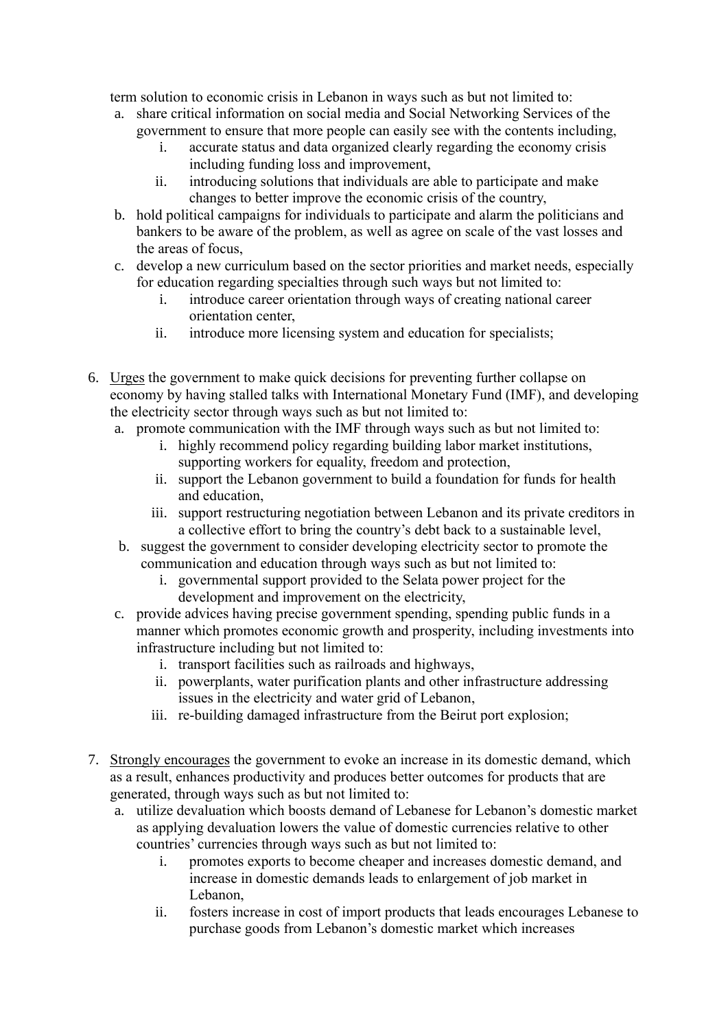term solution to economic crisis in Lebanon in ways such as but not limited to:

   a. share critical information on social media and Social Networking Services of the government to ensure that more people can easily see with the contents including,
      i. accurate status and data organized clearly regarding the economy crisis including funding loss and improvement,
      ii. introducing solutions that individuals are able to participate and make changes to better improve the economic crisis of the country,
   b. hold political campaigns for individuals to participate and alarm the politicians and bankers to be aware of the problem, as well as agree on scale of the vast losses and the areas of focus,
   c. develop a new curriculum based on the sector priorities and market needs, especially for education regarding specialties through such ways but not limited to:
      i. introduce career orientation through ways of creating national career orientation center,
      ii. introduce more licensing system and education for specialists;

6. <u>Urges</u> the government to make quick decisions for preventing further collapse on economy by having stalled talks with International Monetary Fund (IMF), and developing the electricity sector through ways such as but not limited to:
   a. promote communication with the IMF through ways such as but not limited to:
      i. highly recommend policy regarding building labor market institutions, supporting workers for equality, freedom and protection,
      ii. support the Lebanon government to build a foundation for funds for health and education,
      iii. support restructuring negotiation between Lebanon and its private creditors in a collective effort to bring the country's debt back to a sustainable level,
   b. suggest the government to consider developing electricity sector to promote the communication and education through ways such as but not limited to:
      i. governmental support provided to the Selata power project for the development and improvement on the electricity,
   c. provide advices having precise government spending, spending public funds in a manner which promotes economic growth and prosperity, including investments into infrastructure including but not limited to:
      i. transport facilities such as railroads and highways,
      ii. powerplants, water purification plants and other infrastructure addressing issues in the electricity and water grid of Lebanon,
      iii. re-building damaged infrastructure from the Beirut port explosion;

7. <u>Strongly encourages</u> the government to evoke an increase in its domestic demand, which as a result, enhances productivity and produces better outcomes for products that are generated, through ways such as but not limited to:
   a. utilize devaluation which boosts demand of Lebanese for Lebanon's domestic market as applying devaluation lowers the value of domestic currencies relative to other countries' currencies through ways such as but not limited to:
      i. promotes exports to become cheaper and increases domestic demand, and increase in domestic demands leads to enlargement of job market in Lebanon,
      ii. fosters increase in cost of import products that leads encourages Lebanese to purchase goods from Lebanon's domestic market which increases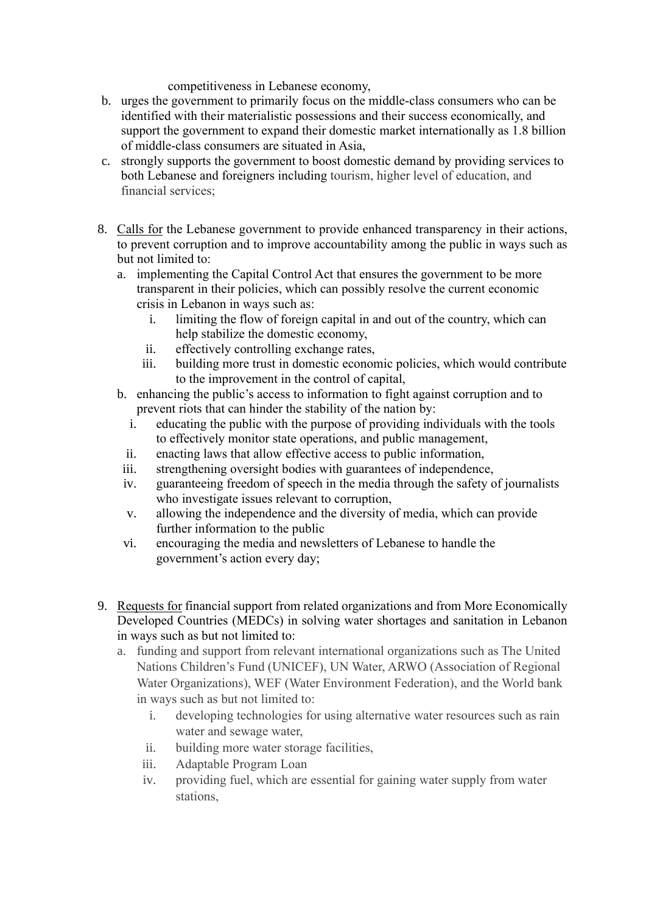competitiveness in Lebanese economy,

b. urges the government to primarily focus on the middle-class consumers who can be identified with their materialistic possessions and their success economically, and support the government to expand their domestic market internationally as 1.8 billion of middle-class consumers are situated in Asia,
c. strongly supports the government to boost domestic demand by providing services to both Lebanese and foreigners including tourism, higher level of education, and financial services;

8. <u>Calls for</u> the Lebanese government to provide enhanced transparency in their actions, to prevent corruption and to improve accountability among the public in ways such as but not limited to:
    a. implementing the Capital Control Act that ensures the government to be more transparent in their policies, which can possibly resolve the current economic crisis in Lebanon in ways such as:
        i. limiting the flow of foreign capital in and out of the country, which can help stabilize the domestic economy,
        ii. effectively controlling exchange rates,
        iii. building more trust in domestic economic policies, which would contribute to the improvement in the control of capital,
    b. enhancing the public's access to information to fight against corruption and to prevent riots that can hinder the stability of the nation by:
        i. educating the public with the purpose of providing individuals with the tools to effectively monitor state operations, and public management,
        ii. enacting laws that allow effective access to public information,
        iii. strengthening oversight bodies with guarantees of independence,
        iv. guaranteeing freedom of speech in the media through the safety of journalists who investigate issues relevant to corruption,
        v. allowing the independence and the diversity of media, which can provide further information to the public
        vi. encouraging the media and newsletters of Lebanese to handle the government's action every day;

9. <u>Requests for</u> financial support from related organizations and from More Economically Developed Countries (MEDCs) in solving water shortages and sanitation in Lebanon in ways such as but not limited to:
    a. funding and support from relevant international organizations such as The United Nations Children's Fund (UNICEF), UN Water, ARWO (Association of Regional Water Organizations), WEF (Water Environment Federation), and the World bank in ways such as but not limited to:
        i. developing technologies for using alternative water resources such as rain water and sewage water,
        ii. building more water storage facilities,
        iii. Adaptable Program Loan
        iv. providing fuel, which are essential for gaining water supply from water stations,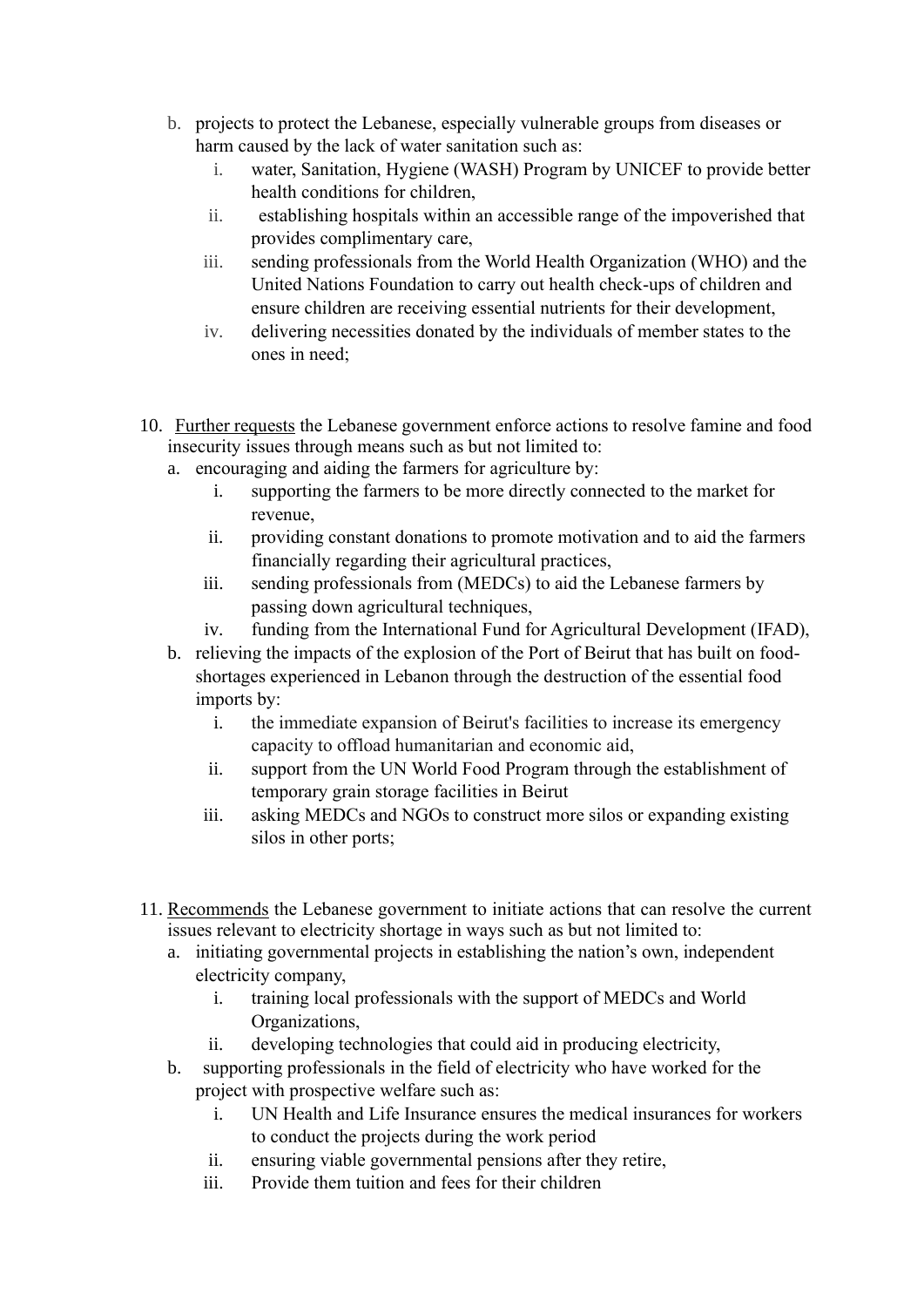b. projects to protect the Lebanese, especially vulnerable groups from diseases or harm caused by the lack of water sanitation such as:
    i. water, Sanitation, Hygiene (WASH) Program by UNICEF to provide better health conditions for children,
    ii. establishing hospitals within an accessible range of the impoverished that provides complimentary care,
    iii. sending professionals from the World Health Organization (WHO) and the United Nations Foundation to carry out health check-ups of children and ensure children are receiving essential nutrients for their development,
    iv. delivering necessities donated by the individuals of member states to the ones in need;

10. <u>Further requests</u> the Lebanese government enforce actions to resolve famine and food insecurity issues through means such as but not limited to:
    a. encouraging and aiding the farmers for agriculture by:
        i. supporting the farmers to be more directly connected to the market for revenue,
        ii. providing constant donations to promote motivation and to aid the farmers financially regarding their agricultural practices,
        iii. sending professionals from (MEDCs) to aid the Lebanese farmers by passing down agricultural techniques,
        iv. funding from the International Fund for Agricultural Development (IFAD),
    b. relieving the impacts of the explosion of the Port of Beirut that has built on food-shortages experienced in Lebanon through the destruction of the essential food imports by:
        i. the immediate expansion of Beirut's facilities to increase its emergency capacity to offload humanitarian and economic aid,
        ii. support from the UN World Food Program through the establishment of temporary grain storage facilities in Beirut
        iii. asking MEDCs and NGOs to construct more silos or expanding existing silos in other ports;

11. <u>Recommends</u> the Lebanese government to initiate actions that can resolve the current issues relevant to electricity shortage in ways such as but not limited to:
    a. initiating governmental projects in establishing the nation's own, independent electricity company,
        i. training local professionals with the support of MEDCs and World Organizations,
        ii. developing technologies that could aid in producing electricity,
    b. supporting professionals in the field of electricity who have worked for the project with prospective welfare such as:
        i. UN Health and Life Insurance ensures the medical insurances for workers to conduct the projects during the work period
        ii. ensuring viable governmental pensions after they retire,
        iii. Provide them tuition and fees for their children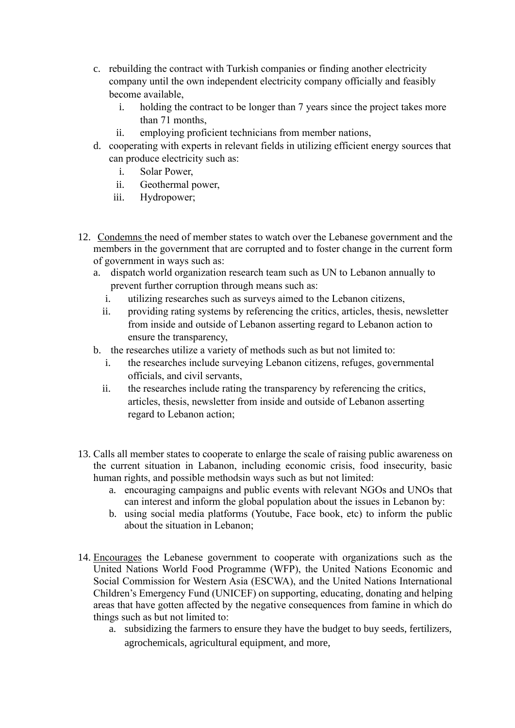c. rebuilding the contract with Turkish companies or finding another electricity company until the own independent electricity company officially and feasibly become available,
    i. holding the contract to be longer than 7 years since the project takes more than 71 months,
    ii. employing proficient technicians from member nations,

d. cooperating with experts in relevant fields in utilizing efficient energy sources that can produce electricity such as:
    i. Solar Power,
    ii. Geothermal power,
    iii. Hydropower;

12. <u>Condemns</u> the need of member states to watch over the Lebanese government and the members in the government that are corrupted and to foster change in the current form of government in ways such as:
    a. dispatch world organization research team such as UN to Lebanon annually to prevent further corruption through means such as:
        i. utilizing researches such as surveys aimed to the Lebanon citizens,
        ii. providing rating systems by referencing the critics, articles, thesis, newsletter from inside and outside of Lebanon asserting regard to Lebanon action to ensure the transparency,
    b. the researches utilize a variety of methods such as but not limited to:
        i. the researches include surveying Lebanon citizens, refuges, governmental officials, and civil servants,
        ii. the researches include rating the transparency by referencing the critics, articles, thesis, newsletter from inside and outside of Lebanon asserting regard to Lebanon action;

13. Calls all member states to cooperate to enlarge the scale of raising public awareness on the current situation in Labanon, including economic crisis, food insecurity, basic human rights, and possible methodsin ways such as but not limited:
    a. encouraging campaigns and public events with relevant NGOs and UNOs that can interest and inform the global population about the issues in Lebanon by:
    b. using social media platforms (Youtube, Face book, etc) to inform the public about the situation in Lebanon;

14. <u>Encourages</u> the Lebanese government to cooperate with organizations such as the United Nations World Food Programme (WFP), the United Nations Economic and Social Commission for Western Asia (ESCWA), and the United Nations International Children's Emergency Fund (UNICEF) on supporting, educating, donating and helping areas that have gotten affected by the negative consequences from famine in which do things such as but not limited to:
    a. subsidizing the farmers to ensure they have the budget to buy seeds, fertilizers, agrochemicals, agricultural equipment, and more,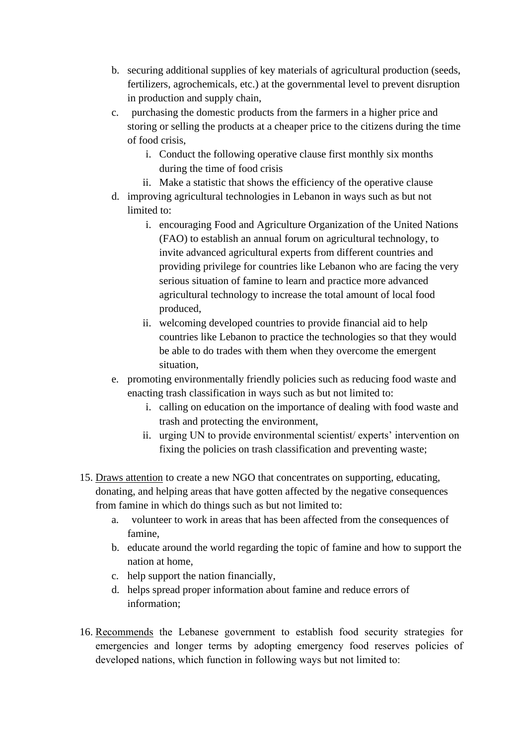b. securing additional supplies of key materials of agricultural production (seeds, fertilizers, agrochemicals, etc.) at the governmental level to prevent disruption in production and supply chain,

c. purchasing the domestic products from the farmers in a higher price and storing or selling the products at a cheaper price to the citizens during the time of food crisis,

   i. Conduct the following operative clause first monthly six months during the time of food crisis

   ii. Make a statistic that shows the efficiency of the operative clause

d. improving agricultural technologies in Lebanon in ways such as but not limited to:

   i. encouraging Food and Agriculture Organization of the United Nations (FAO) to establish an annual forum on agricultural technology, to invite advanced agricultural experts from different countries and providing privilege for countries like Lebanon who are facing the very serious situation of famine to learn and practice more advanced agricultural technology to increase the total amount of local food produced,

   ii. welcoming developed countries to provide financial aid to help countries like Lebanon to practice the technologies so that they would be able to do trades with them when they overcome the emergent situation,

e. promoting environmentally friendly policies such as reducing food waste and enacting trash classification in ways such as but not limited to:

   i. calling on education on the importance of dealing with food waste and trash and protecting the environment,

   ii. urging UN to provide environmental scientist/ experts' intervention on fixing the policies on trash classification and preventing waste;

15. <u>Draws attention</u> to create a new NGO that concentrates on supporting, educating, donating, and helping areas that have gotten affected by the negative consequences from famine in which do things such as but not limited to:

    a. volunteer to work in areas that has been affected from the consequences of famine,

    b. educate around the world regarding the topic of famine and how to support the nation at home,

    c. help support the nation financially,

    d. helps spread proper information about famine and reduce errors of information;

16. <u>Recommends</u> the Lebanese government to establish food security strategies for emergencies and longer terms by adopting emergency food reserves policies of developed nations, which function in following ways but not limited to: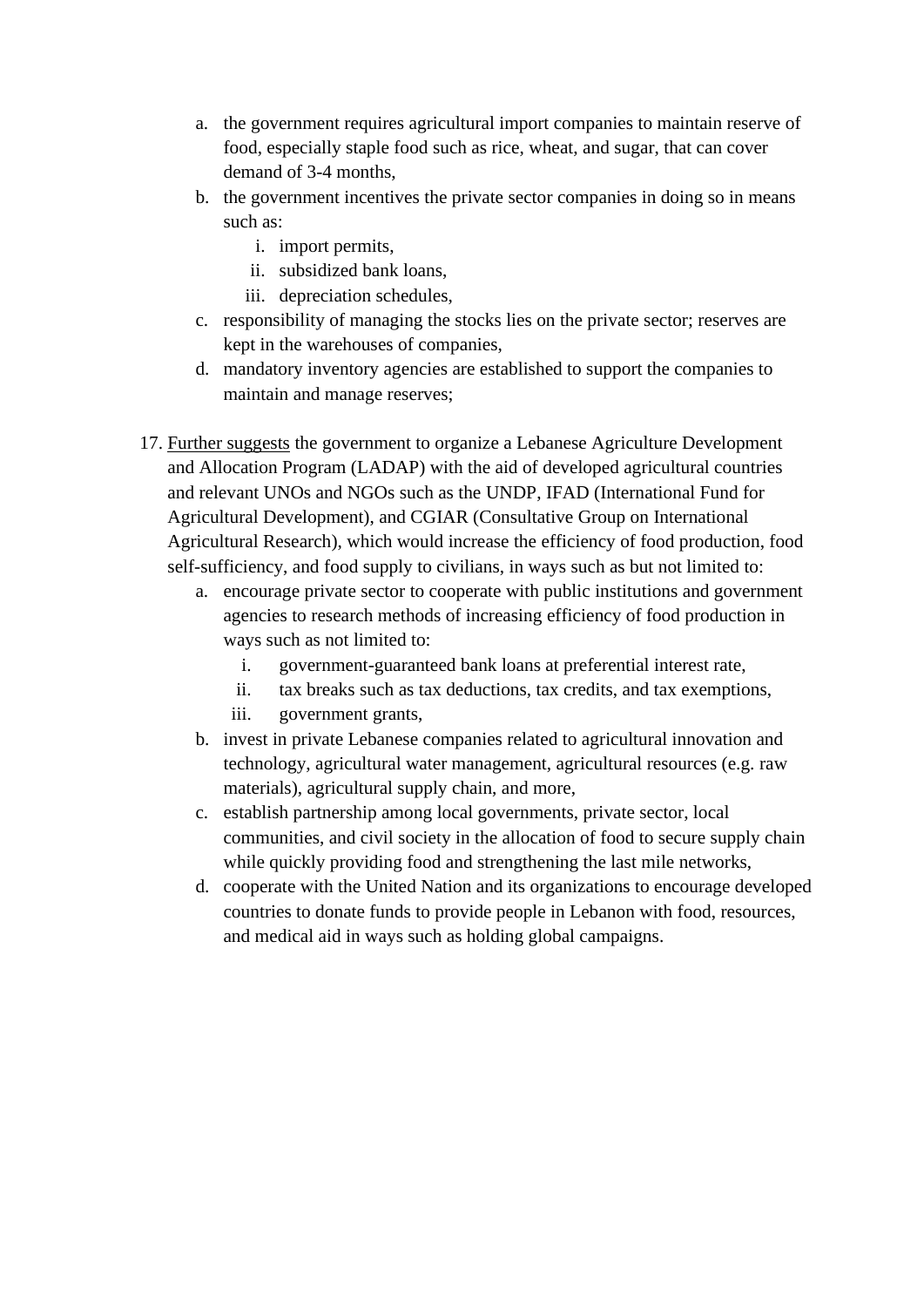a. the government requires agricultural import companies to maintain reserve of food, especially staple food such as rice, wheat, and sugar, that can cover demand of 3-4 months,
   b. the government incentives the private sector companies in doing so in means such as:
      i. import permits,
      ii. subsidized bank loans,
      iii. depreciation schedules,
   c. responsibility of managing the stocks lies on the private sector; reserves are kept in the warehouses of companies,
   d. mandatory inventory agencies are established to support the companies to maintain and manage reserves;

17. <u>Further suggests</u> the government to organize a Lebanese Agriculture Development and Allocation Program (LADAP) with the aid of developed agricultural countries and relevant UNOs and NGOs such as the UNDP, IFAD (International Fund for Agricultural Development), and CGIAR (Consultative Group on International Agricultural Research), which would increase the efficiency of food production, food self-sufficiency, and food supply to civilians, in ways such as but not limited to:
   a. encourage private sector to cooperate with public institutions and government agencies to research methods of increasing efficiency of food production in ways such as not limited to:
      i. government-guaranteed bank loans at preferential interest rate,
      ii. tax breaks such as tax deductions, tax credits, and tax exemptions,
      iii. government grants,
   b. invest in private Lebanese companies related to agricultural innovation and technology, agricultural water management, agricultural resources (e.g. raw materials), agricultural supply chain, and more,
   c. establish partnership among local governments, private sector, local communities, and civil society in the allocation of food to secure supply chain while quickly providing food and strengthening the last mile networks,
   d. cooperate with the United Nation and its organizations to encourage developed countries to donate funds to provide people in Lebanon with food, resources, and medical aid in ways such as holding global campaigns.